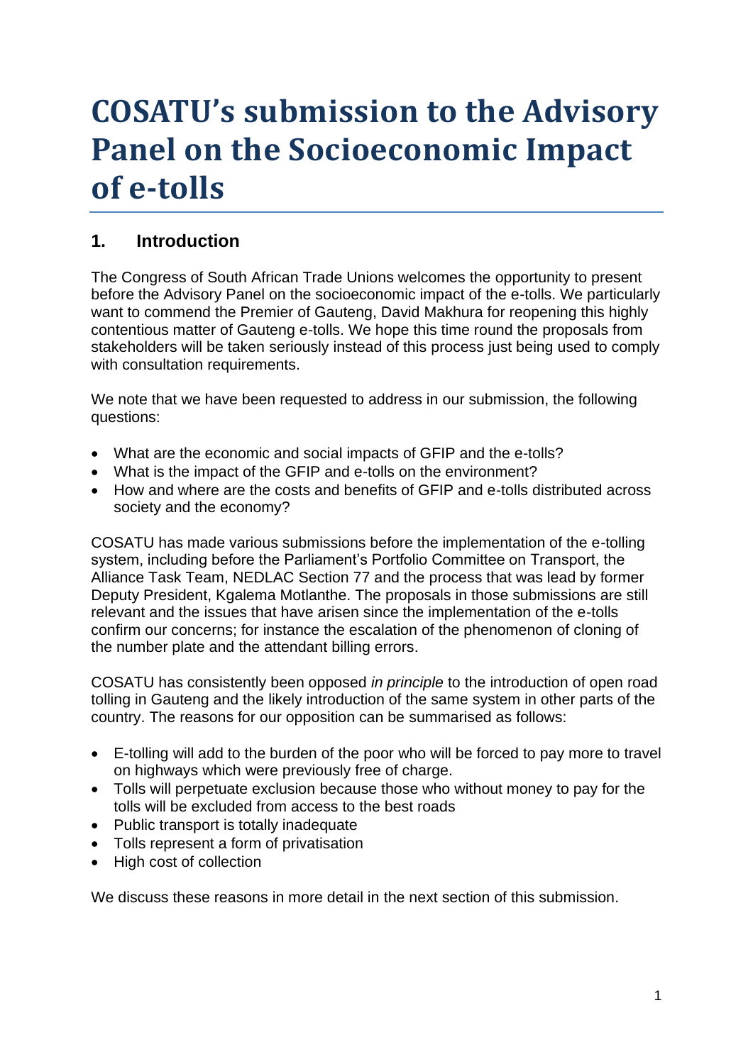# COSATU's submission to the Advisory Panel on the Socioeconomic Impact of e-tolls

## 1. Introduction

The Congress of South African Trade Unions welcomes the opportunity to present before the Advisory Panel on the socioeconomic impact of the e-tolls. We particularly want to commend the Premier of Gauteng, David Makhura for reopening this highly contentious matter of Gauteng e-tolls. We hope this time round the proposals from stakeholders will be taken seriously instead of this process just being used to comply with consultation requirements.

We note that we have been requested to address in our submission, the following questions:

- What are the economic and social impacts of GFIP and the e-tolls?
- What is the impact of the GFIP and e-tolls on the environment?
- How and where are the costs and benefits of GFIP and e-tolls distributed across society and the economy?

COSATU has made various submissions before the implementation of the e-tolling system, including before the Parliament's Portfolio Committee on Transport, the Alliance Task Team, NEDLAC Section 77 and the process that was lead by former Deputy President, Kgalema Motlanthe. The proposals in those submissions are still relevant and the issues that have arisen since the implementation of the e-tolls confirm our concerns; for instance the escalation of the phenomenon of cloning of the number plate and the attendant billing errors.

COSATU has consistently been opposed *in principle* to the introduction of open road tolling in Gauteng and the likely introduction of the same system in other parts of the country. The reasons for our opposition can be summarised as follows:

- E-tolling will add to the burden of the poor who will be forced to pay more to travel on highways which were previously free of charge.
- Tolls will perpetuate exclusion because those who without money to pay for the tolls will be excluded from access to the best roads
- Public transport is totally inadequate
- Tolls represent a form of privatisation
- High cost of collection

We discuss these reasons in more detail in the next section of this submission.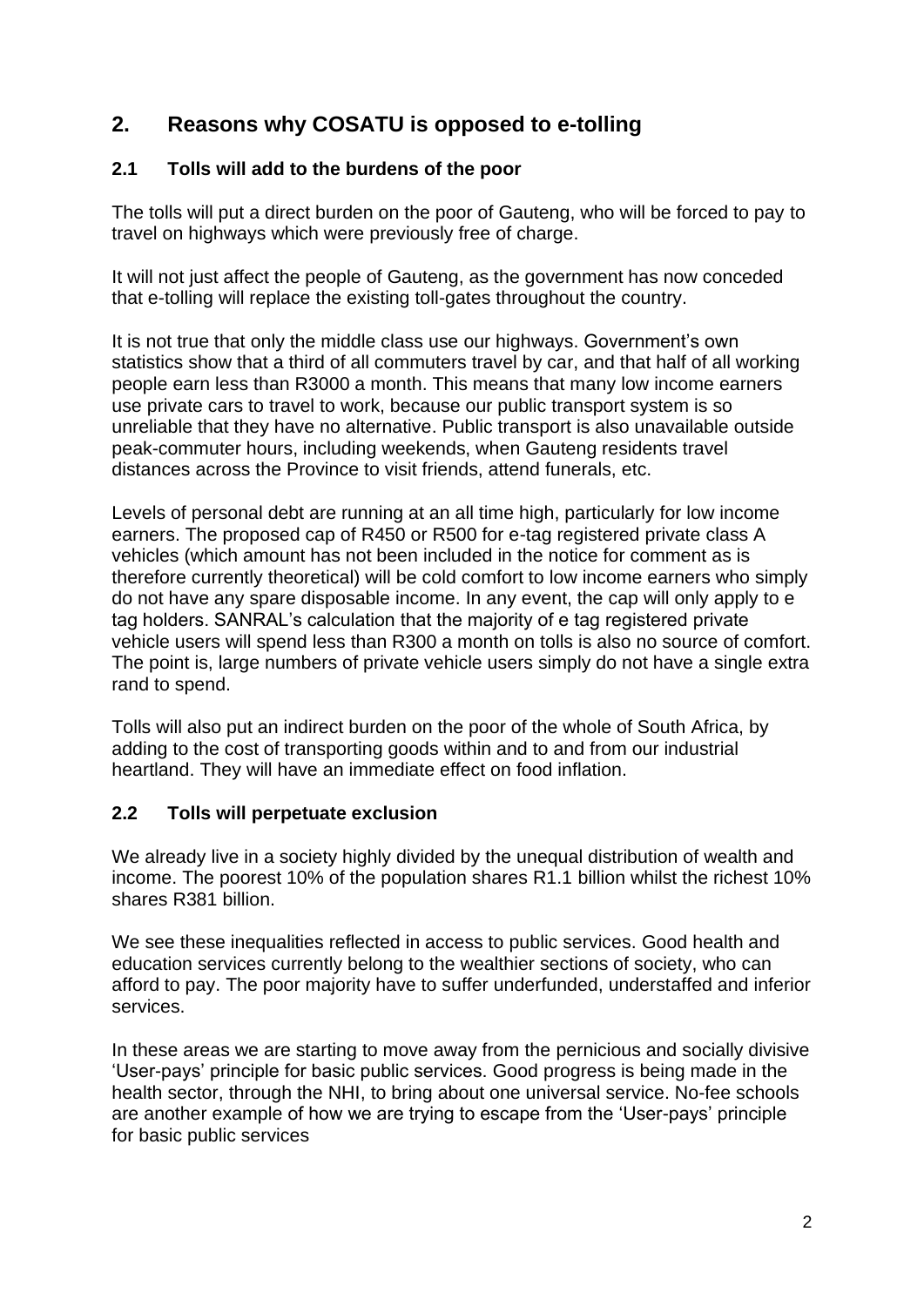## 2. Reasons why COSATU is opposed to e-tolling

### 2.1 Tolls will add to the burdens of the poor

The tolls will put a direct burden on the poor of Gauteng, who will be forced to pay to travel on highways which were previously free of charge.

It will not just affect the people of Gauteng, as the government has now conceded that e-tolling will replace the existing toll-gates throughout the country.

It is not true that only the middle class use our highways. Government's own statistics show that a third of all commuters travel by car, and that half of all working people earn less than R3000 a month. This means that many low income earners use private cars to travel to work, because our public transport system is so unreliable that they have no alternative. Public transport is also unavailable outside peak-commuter hours, including weekends, when Gauteng residents travel distances across the Province to visit friends, attend funerals, etc.

Levels of personal debt are running at an all time high, particularly for low income earners. The proposed cap of R450 or R500 for e-tag registered private class A vehicles (which amount has not been included in the notice for comment as is therefore currently theoretical) will be cold comfort to low income earners who simply do not have any spare disposable income. In any event, the cap will only apply to e tag holders. SANRAL's calculation that the majority of e tag registered private vehicle users will spend less than R300 a month on tolls is also no source of comfort. The point is, large numbers of private vehicle users simply do not have a single extra rand to spend.

Tolls will also put an indirect burden on the poor of the whole of South Africa, by adding to the cost of transporting goods within and to and from our industrial heartland. They will have an immediate effect on food inflation.

### 2.2 Tolls will perpetuate exclusion

We already live in a society highly divided by the unequal distribution of wealth and income. The poorest 10% of the population shares R1.1 billion whilst the richest 10% shares R381 billion.

We see these inequalities reflected in access to public services. Good health and education services currently belong to the wealthier sections of society, who can afford to pay. The poor majority have to suffer underfunded, understaffed and inferior services.

In these areas we are starting to move away from the pernicious and socially divisive 'User-pays' principle for basic public services. Good progress is being made in the health sector, through the NHI, to bring about one universal service. No-fee schools are another example of how we are trying to escape from the 'User-pays' principle for basic public services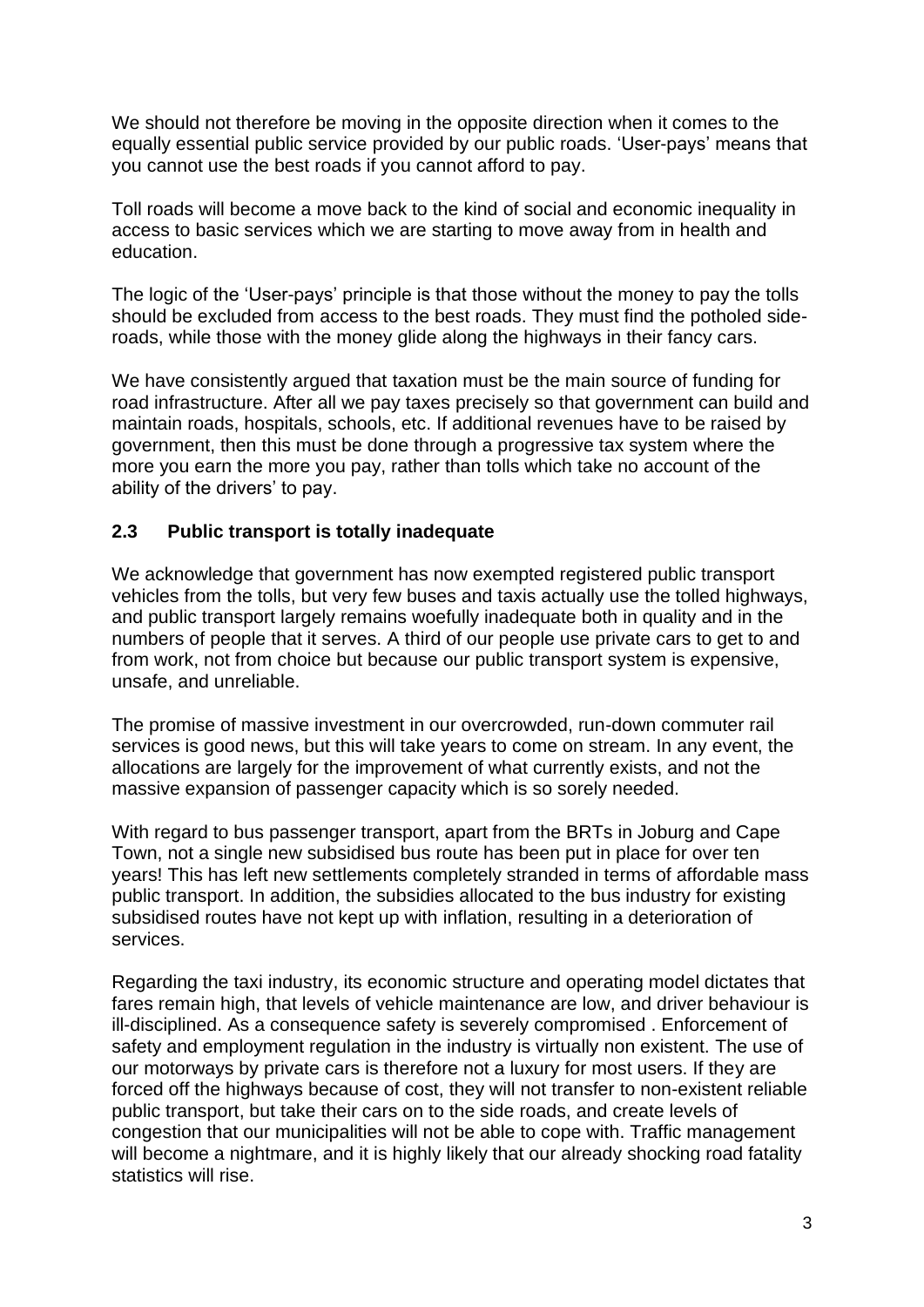We should not therefore be moving in the opposite direction when it comes to the equally essential public service provided by our public roads. 'User-pays' means that you cannot use the best roads if you cannot afford to pay.

Toll roads will become a move back to the kind of social and economic inequality in access to basic services which we are starting to move away from in health and education.

The logic of the 'User-pays' principle is that those without the money to pay the tolls should be excluded from access to the best roads. They must find the potholed side-roads, while those with the money glide along the highways in their fancy cars.

We have consistently argued that taxation must be the main source of funding for road infrastructure. After all we pay taxes precisely so that government can build and maintain roads, hospitals, schools, etc. If additional revenues have to be raised by government, then this must be done through a progressive tax system where the more you earn the more you pay, rather than tolls which take no account of the ability of the drivers' to pay.

### 2.3 Public transport is totally inadequate

We acknowledge that government has now exempted registered public transport vehicles from the tolls, but very few buses and taxis actually use the tolled highways, and public transport largely remains woefully inadequate both in quality and in the numbers of people that it serves. A third of our people use private cars to get to and from work, not from choice but because our public transport system is expensive, unsafe, and unreliable.

The promise of massive investment in our overcrowded, run-down commuter rail services is good news, but this will take years to come on stream. In any event, the allocations are largely for the improvement of what currently exists, and not the massive expansion of passenger capacity which is so sorely needed.

With regard to bus passenger transport, apart from the BRTs in Joburg and Cape Town, not a single new subsidised bus route has been put in place for over ten years! This has left new settlements completely stranded in terms of affordable mass public transport. In addition, the subsidies allocated to the bus industry for existing subsidised routes have not kept up with inflation, resulting in a deterioration of services.

Regarding the taxi industry, its economic structure and operating model dictates that fares remain high, that levels of vehicle maintenance are low, and driver behaviour is ill-disciplined. As a consequence safety is severely compromised . Enforcement of safety and employment regulation in the industry is virtually non existent. The use of our motorways by private cars is therefore not a luxury for most users. If they are forced off the highways because of cost, they will not transfer to non-existent reliable public transport, but take their cars on to the side roads, and create levels of congestion that our municipalities will not be able to cope with. Traffic management will become a nightmare, and it is highly likely that our already shocking road fatality statistics will rise.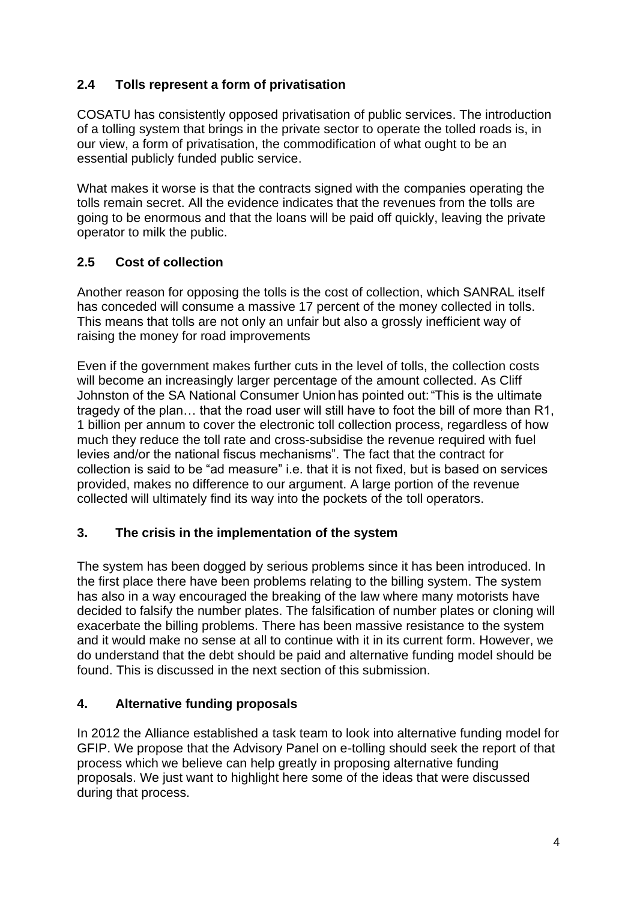### 2.4 Tolls represent a form of privatisation

COSATU has consistently opposed privatisation of public services. The introduction of a tolling system that brings in the private sector to operate the tolled roads is, in our view, a form of privatisation, the commodification of what ought to be an essential publicly funded public service.

What makes it worse is that the contracts signed with the companies operating the tolls remain secret. All the evidence indicates that the revenues from the tolls are going to be enormous and that the loans will be paid off quickly, leaving the private operator to milk the public.

### 2.5 Cost of collection

Another reason for opposing the tolls is the cost of collection, which SANRAL itself has conceded will consume a massive 17 percent of the money collected in tolls. This means that tolls are not only an unfair but also a grossly inefficient way of raising the money for road improvements

Even if the government makes further cuts in the level of tolls, the collection costs will become an increasingly larger percentage of the amount collected. As Cliff Johnston of the SA National Consumer Union has pointed out: "This is the ultimate tragedy of the plan… that the road user will still have to foot the bill of more than R1, 1 billion per annum to cover the electronic toll collection process, regardless of how much they reduce the toll rate and cross-subsidise the revenue required with fuel levies and/or the national fiscus mechanisms". The fact that the contract for collection is said to be "ad measure" i.e. that it is not fixed, but is based on services provided, makes no difference to our argument. A large portion of the revenue collected will ultimately find its way into the pockets of the toll operators.

## 3. The crisis in the implementation of the system

The system has been dogged by serious problems since it has been introduced. In the first place there have been problems relating to the billing system. The system has also in a way encouraged the breaking of the law where many motorists have decided to falsify the number plates. The falsification of number plates or cloning will exacerbate the billing problems. There has been massive resistance to the system and it would make no sense at all to continue with it in its current form. However, we do understand that the debt should be paid and alternative funding model should be found. This is discussed in the next section of this submission.

## 4. Alternative funding proposals

In 2012 the Alliance established a task team to look into alternative funding model for GFIP. We propose that the Advisory Panel on e-tolling should seek the report of that process which we believe can help greatly in proposing alternative funding proposals. We just want to highlight here some of the ideas that were discussed during that process.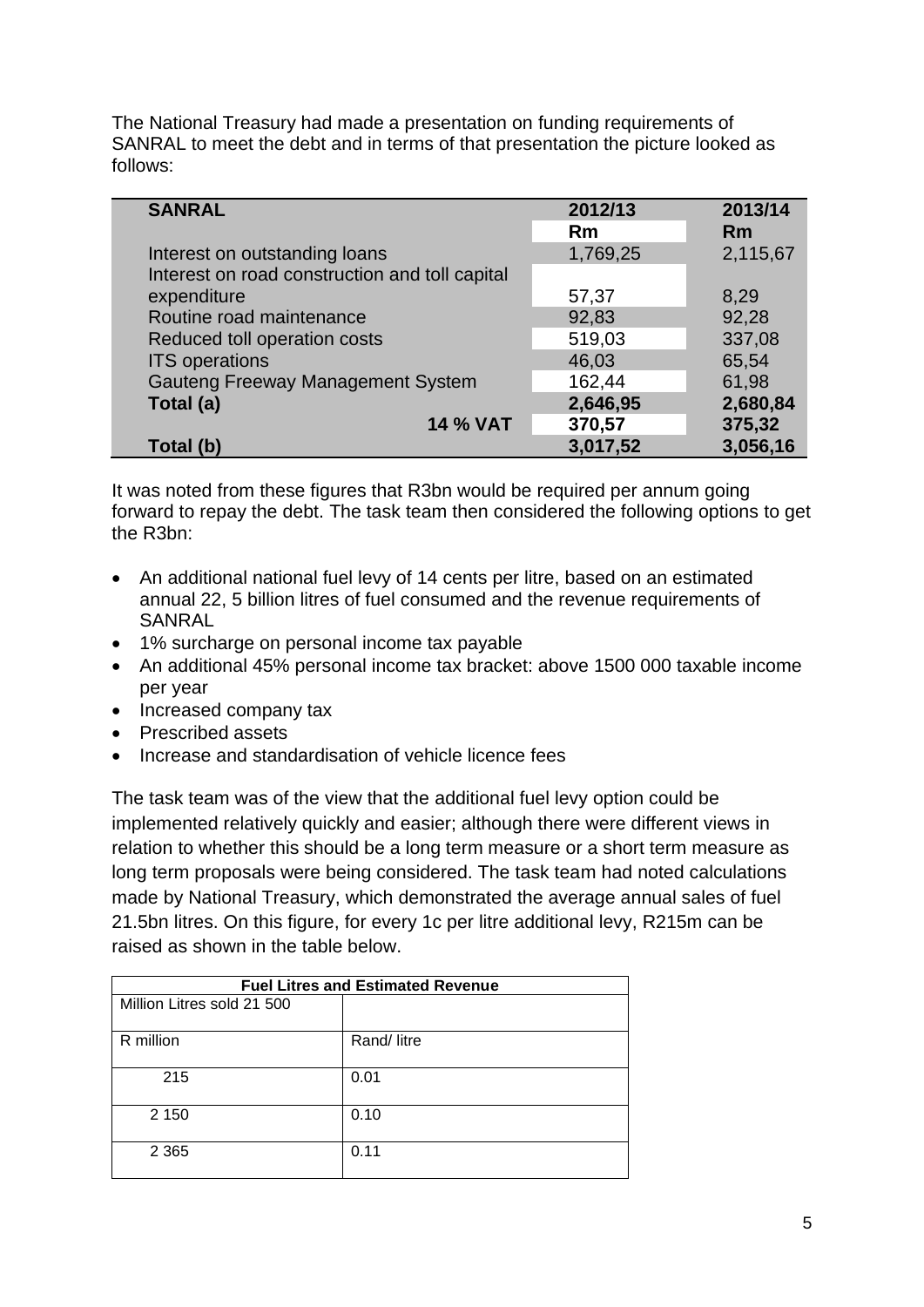The National Treasury had made a presentation on funding requirements of SANRAL to meet the debt and in terms of that presentation the picture looked as follows:

| SANRAL | 2012/13 | 2013/14 |
|---|---|---|
| | **Rm** | **Rm** |
| Interest on outstanding loans | 1,769,25 | 2,115,67 |
| Interest on road construction and toll capital expenditure | 57,37 | 8,29 |
| Routine road maintenance | 92,83 | 92,28 |
| Reduced toll operation costs | 519,03 | 337,08 |
| ITS operations | 46,03 | 65,54 |
| Gauteng Freeway Management System | 162,44 | 61,98 |
| **Total (a)** | **2,646,95** | **2,680,84** |
| **14 % VAT** | **370,57** | **375,32** |
| **Total (b)** | **3,017,52** | **3,056,16** |

It was noted from these figures that R3bn would be required per annum going forward to repay the debt. The task team then considered the following options to get the R3bn:

- An additional national fuel levy of 14 cents per litre, based on an estimated annual 22, 5 billion litres of fuel consumed and the revenue requirements of SANRAL
- 1% surcharge on personal income tax payable
- An additional 45% personal income tax bracket: above 1500 000 taxable income per year
- Increased company tax
- Prescribed assets
- Increase and standardisation of vehicle licence fees

The task team was of the view that the additional fuel levy option could be implemented relatively quickly and easier; although there were different views in relation to whether this should be a long term measure or a short term measure as long term proposals were being considered. The task team had noted calculations made by National Treasury, which demonstrated the average annual sales of fuel 21.5bn litres. On this figure, for every 1c per litre additional levy, R215m can be raised as shown in the table below.

| Fuel Litres and Estimated Revenue | |
|---|---|
| Million Litres sold 21 500 | |
| R million | Rand/ litre |
| 215 | 0.01 |
| 2 150 | 0.10 |
| 2 365 | 0.11 |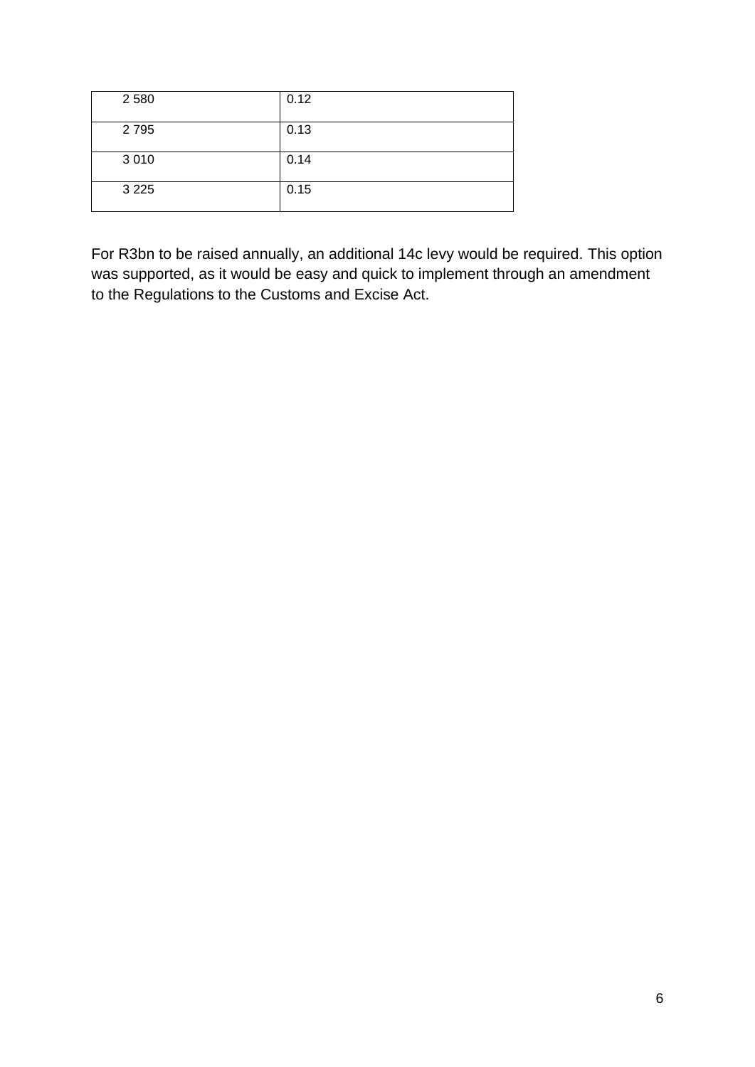| | |
|---|---|
| 2 580 | 0.12 |
| 2 795 | 0.13 |
| 3 010 | 0.14 |
| 3 225 | 0.15 |

For R3bn to be raised annually, an additional 14c levy would be required. This option was supported, as it would be easy and quick to implement through an amendment to the Regulations to the Customs and Excise Act.